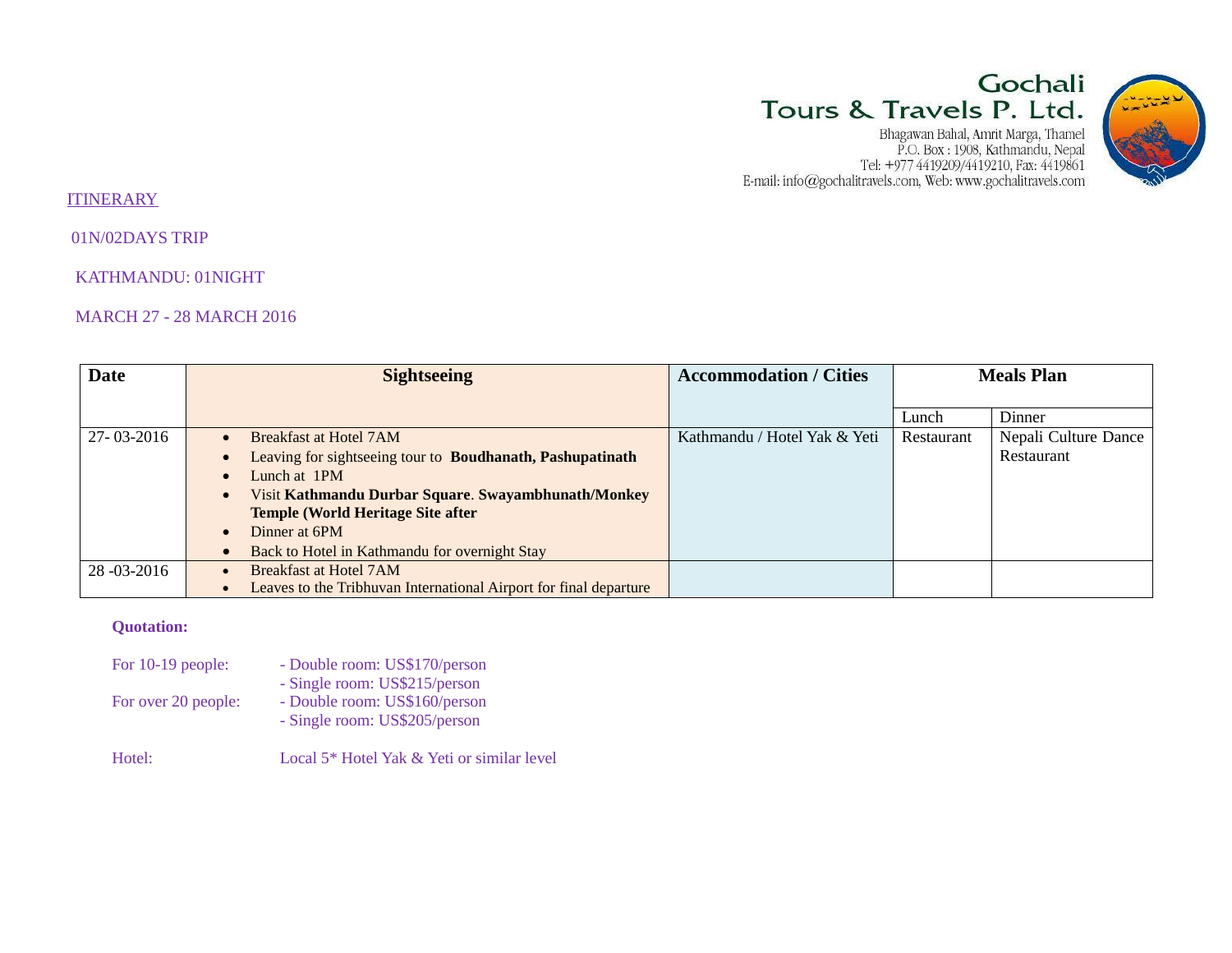Gochali
Tours & Travels P. Ltd.
Bhagawan Bahal, Amrit Marga, Thamel
P.O. Box : 1908, Kathmandu, Nepal
Tel: +977 4419209/4419210, Fax: 4419861
E-mail: info@gochalitravels.com, Web: www.gochalitravels.com

ITINERARY

01N/02DAYS TRIP

KATHMANDU: 01NIGHT

MARCH 27 - 28 MARCH 2016

| Date | Sightseeing | Accommodation / Cities | Meals Plan | |
|---|---|---|---|---|
| | | | Lunch | Dinner |
| 27- 03-2016 | • Breakfast at Hotel 7AM<br>• Leaving for sightseeing tour to **Boudhanath, Pashupatinath**<br>• Lunch at 1PM<br>• Visit **Kathmandu Durbar Square**. **Swayambhunath/Monkey Temple (World Heritage Site after**<br>• Dinner at 6PM<br>• Back to Hotel in Kathmandu for overnight Stay | Kathmandu / Hotel Yak & Yeti | Restaurant | Nepali Culture Dance Restaurant |
| 28 -03-2016 | • Breakfast at Hotel 7AM<br>• Leaves to the Tribhuvan International Airport for final departure | | | |

**Quotation:**

For 10-19 people: - Double room: US$170/person
- Single room: US$215/person

For over 20 people: - Double room: US$160/person
- Single room: US$205/person

Hotel: Local 5* Hotel Yak & Yeti or similar level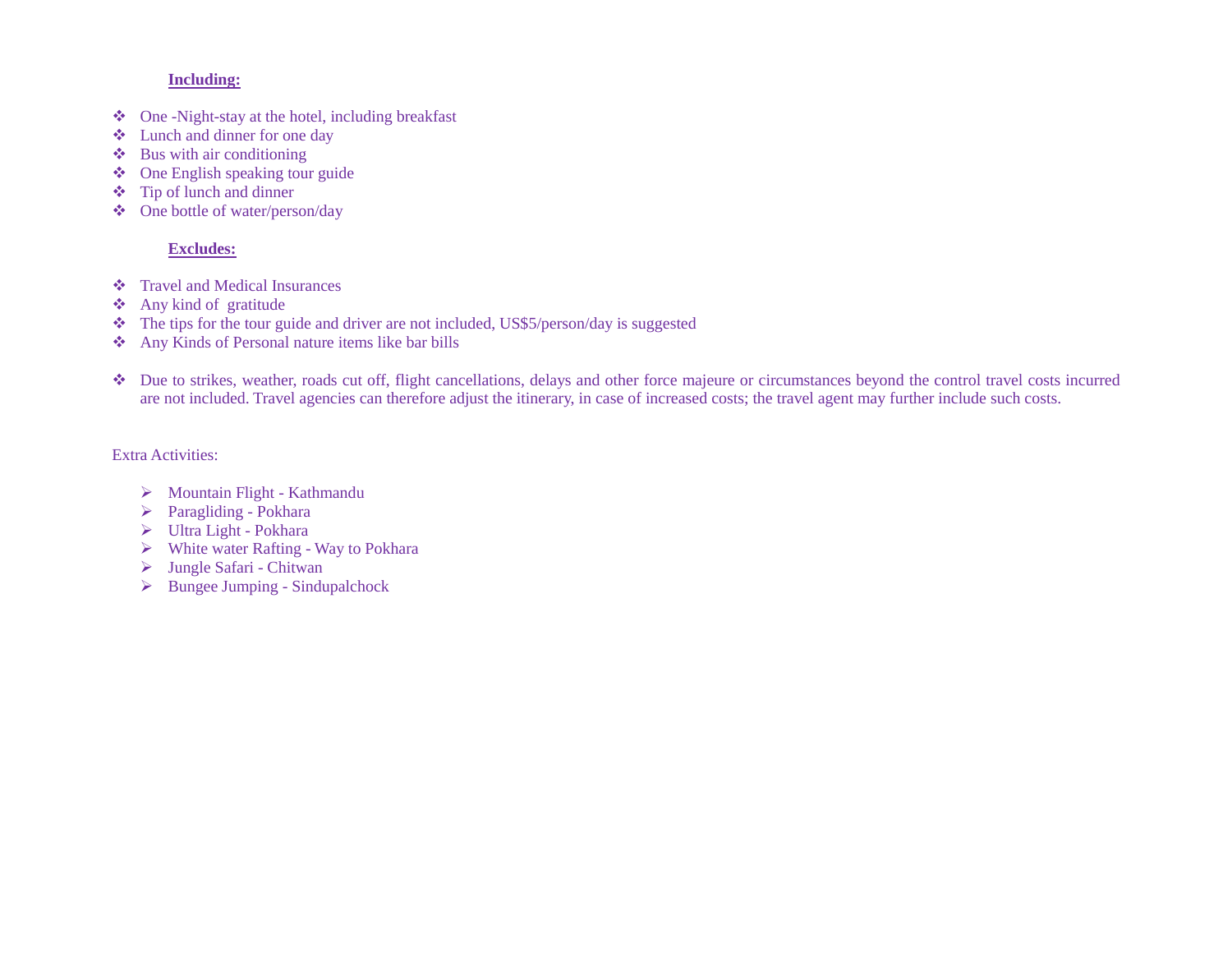**Including:**

- One -Night-stay at the hotel, including breakfast
- Lunch and dinner for one day
- Bus with air conditioning
- One English speaking tour guide
- Tip of lunch and dinner
- One bottle of water/person/day

**Excludes:**

- Travel and Medical Insurances
- Any kind of gratitude
- The tips for the tour guide and driver are not included, US$5/person/day is suggested
- Any Kinds of Personal nature items like bar bills

- Due to strikes, weather, roads cut off, flight cancellations, delays and other force majeure or circumstances beyond the control travel costs incurred are not included. Travel agencies can therefore adjust the itinerary, in case of increased costs; the travel agent may further include such costs.

Extra Activities:

- Mountain Flight - Kathmandu
- Paragliding - Pokhara
- Ultra Light - Pokhara
- White water Rafting - Way to Pokhara
- Jungle Safari - Chitwan
- Bungee Jumping - Sindupalchock